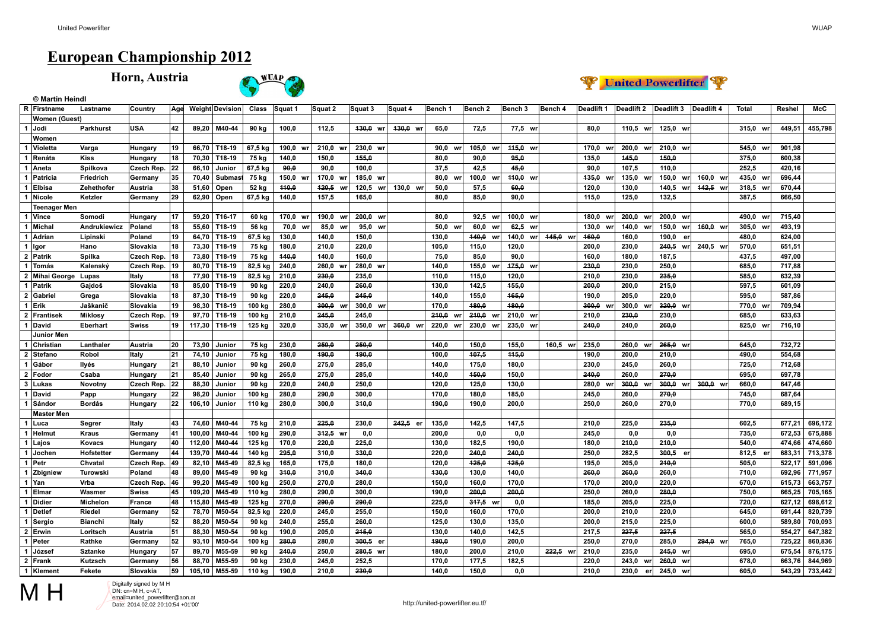# European Championship 2012

## Horn, Austria

© Martin Heindl

| R | Firstname | Lastname | Country | Age | Weight | Devision | Class | Squat 1 | Squat 2 | Squat 3 | Squat 4 | Bench 1 | Bench 2 | Bench 3 | Bench 4 | Deadlift 1 | Deadlift 2 | Deadlift 3 | Deadlift 4 | Total | Reshel | McC |
|---|---|---|---|---|---|---|---|---|---|---|---|---|---|---|---|---|---|---|---|---|---|---|
| | **Women (Guest)** | | | | | | | | | | | | | | | | | | | | | |
| 1 | Jodi | Parkhurst | USA | 42 | 89,20 | M40-44 | 90 kg | 100,0 | 112,5 | ~~130,0~~ wr | ~~130,0~~ wr | 65,0 | 72,5 | 77,5 wr | | 80,0 | 110,5 wr | 125,0 wr | | 315,0 wr | 449,51 | 455,798 |
| | **Women** | | | | | | | | | | | | | | | | | | | | | |
| 1 | Violetta | Varga | Hungary | 19 | 66,70 | T18-19 | 67,5 kg | 190,0 wr | 210,0 wr | 230,0 wr | | 90,0 wr | 105,0 wr | ~~115,0~~ wr | | 170,0 wr | 200,0 wr | 210,0 wr | | 545,0 wr | 901,98 | |
| 1 | Renáta | Kiss | Hungary | 18 | 70,30 | T18-19 | 75 kg | 140,0 | 150,0 | ~~155,0~~ | | 80,0 | 90,0 | ~~95,0~~ | | 135,0 | ~~145,0~~ | ~~150,0~~ | | 375,0 | 600,38 | |
| 1 | Aneta | Spilkova | Czech Rep. | 22 | 66,10 | Junior | 67,5 kg | ~~90,0~~ | 90,0 | 100,0 | | 37,5 | 42,5 | ~~45,0~~ | | 90,0 | 107,5 | 110,0 | | 252,5 | 420,16 | |
| 1 | Patricia | Friedrich | Germany | 35 | 70,40 | Submast | 75 kg | 150,0 wr | 170,0 wr | 185,0 wr | | 80,0 wr | 100,0 wr | ~~110,0~~ wr | | ~~135,0~~ wr | 135,0 wr | 150,0 wr | 160,0 wr | 435,0 wr | 696,44 | |
| 1 | Elbisa | Zehethofer | Austria | 38 | 51,60 | Open | 52 kg | ~~110,0~~ | ~~120,5~~ wr | 120,5 wr | 130,0 wr | 50,0 | 57,5 | ~~60,0~~ | | 120,0 | 130,0 | 140,5 wr | ~~142,5~~ wr | 318,5 wr | 670,44 | |
| 1 | Nicole | Ketzler | Germany | 29 | 62,90 | Open | 67,5 kg | 140,0 | 157,5 | 165,0 | | 80,0 | 85,0 | 90,0 | | 115,0 | 125,0 | 132,5 | | 387,5 | 666,50 | |
| | **Teenager Men** | | | | | | | | | | | | | | | | | | | | | |
| 1 | Vince | Somodi | Hungary | 17 | 59,20 | T16-17 | 60 kg | 170,0 wr | 190,0 wr | ~~200,0~~ wr | | 80,0 | 92,5 wr | 100,0 wr | | 180,0 wr | ~~200,0~~ wr | 200,0 wr | | 490,0 wr | 715,40 | |
| 1 | Michal | Andrukiewicz | Poland | 18 | 55,60 | T18-19 | 56 kg | 70,0 wr | 85,0 wr | 95,0 wr | | 50,0 wr | 60,0 wr | ~~62,5~~ wr | | 130,0 wr | 140,0 wr | 150,0 wr | ~~160,0~~ wr | 305,0 wr | 493,19 | |
| 1 | Adrian | Lipinski | Poland | 19 | 64,70 | T18-19 | 67,5 kg | 130,0 | 140,0 | 150,0 | | 130,0 | ~~140,0~~ wr | 140,0 wr | ~~145,0~~ wr | ~~160,0~~ | 160,0 | 190,0 er | | 480,0 | 624,00 | |
| 1 | Igor | Hano | Slovakia | 18 | 73,30 | T18-19 | 75 kg | 180,0 | 210,0 | 220,0 | | 105,0 | 115,0 | 120,0 | | 200,0 | 230,0 | ~~240,5~~ wr | 240,5 wr | 570,0 | 651,51 | |
| 2 | Patrik | Spilka | Czech Rep. | 18 | 73,80 | T18-19 | 75 kg | ~~140,0~~ | 140,0 | 160,0 | | 75,0 | 85,0 | 90,0 | | 160,0 | 180,0 | 187,5 | | 437,5 | 497,00 | |
| 1 | Tomás | Kalenský | Czech Rep. | 19 | 80,70 | T18-19 | 82,5 kg | 240,0 | 260,0 wr | 280,0 wr | | 140,0 | 155,0 wr | ~~175,0~~ wr | | ~~230,0~~ | 230,0 | 250,0 | | 685,0 | 717,88 | |
| 2 | Mihai George | Lupas | Italy | 18 | 77,90 | T18-19 | 82,5 kg | 210,0 | ~~230,0~~ | 235,0 | | 110,0 | 115,0 | 120,0 | | 210,0 | 230,0 | ~~235,0~~ | | 585,0 | 632,39 | |
| 1 | Patrik | Gajdoš | Slovakia | 18 | 85,00 | T18-19 | 90 kg | 220,0 | 240,0 | ~~260,0~~ | | 130,0 | 142,5 | ~~155,0~~ | | ~~200,0~~ | 200,0 | 215,0 | | 597,5 | 601,09 | |
| 2 | Gabriel | Grega | Slovakia | 18 | 87,30 | T18-19 | 90 kg | 220,0 | ~~245,0~~ | ~~245,0~~ | | 140,0 | 155,0 | ~~165,0~~ | | 190,0 | 205,0 | 220,0 | | 595,0 | 587,86 | |
| 1 | Erik | Jaškanič | Slovakia | 19 | 98,30 | T18-19 | 100 kg | 280,0 | ~~300,0~~ wr | 300,0 wr | | 170,0 | ~~180,0~~ | ~~180,0~~ | | ~~300,0~~ wr | 300,0 wr | ~~320,0~~ wr | | 770,0 wr | 709,94 | |
| 2 | Frantisek | Miklosy | Czech Rep. | 19 | 97,70 | T18-19 | 100 kg | 210,0 | ~~245,0~~ | 245,0 | | ~~210,0~~ wr | ~~210,0~~ wr | 210,0 wr | | 210,0 | ~~230,0~~ | 230,0 | | 685,0 | 633,63 | |
| 1 | David | Eberhart | Swiss | 19 | 117,30 | T18-19 | 125 kg | 320,0 | 335,0 wr | 350,0 wr | ~~360,0~~ wr | 220,0 wr | 230,0 wr | 235,0 wr | | ~~240,0~~ | 240,0 | ~~260,0~~ | | 825,0 wr | 716,10 | |
| | **Junior Men** | | | | | | | | | | | | | | | | | | | | | |
| 1 | Christian | Lanthaler | Austria | 20 | 73,90 | Junior | 75 kg | 230,0 | ~~250,0~~ | ~~250,0~~ | | 140,0 | 150,0 | 155,0 | 160,5 wr | 235,0 | 260,0 wr | ~~265,0~~ wr | | 645,0 | 732,72 | |
| 2 | Stefano | Robol | Italy | 21 | 74,10 | Junior | 75 kg | 180,0 | ~~190,0~~ | ~~190,0~~ | | 100,0 | ~~107,5~~ | ~~115,0~~ | | 190,0 | 200,0 | 210,0 | | 490,0 | 554,68 | |
| 1 | Gábor | Ilyés | Hungary | 21 | 88,10 | Junior | 90 kg | 260,0 | 275,0 | 285,0 | | 140,0 | 175,0 | 180,0 | | 230,0 | 245,0 | 260,0 | | 725,0 | 712,68 | |
| 2 | Fodor | Csaba | Hungary | 21 | 85,40 | Junior | 90 kg | 265,0 | 275,0 | 285,0 | | 140,0 | ~~150,0~~ | 150,0 | | ~~240,0~~ | 260,0 | ~~270,0~~ | | 695,0 | 697,78 | |
| 3 | Lukas | Novotny | Czech Rep. | 22 | 88,30 | Junior | 90 kg | 220,0 | 240,0 | 250,0 | | 120,0 | 125,0 | 130,0 | | 280,0 wr | ~~300,0~~ wr | ~~300,0~~ wr | ~~300,0~~ wr | 660,0 | 647,46 | |
| 1 | David | Papp | Hungary | 22 | 98,20 | Junior | 100 kg | 280,0 | 290,0 | 300,0 | | 170,0 | 180,0 | 185,0 | | 245,0 | 260,0 | ~~270,0~~ | | 745,0 | 687,64 | |
| 1 | Sándor | Bordás | Hungary | 22 | 106,10 | Junior | 110 kg | 280,0 | 300,0 | ~~310,0~~ | | ~~190,0~~ | 190,0 | 200,0 | | 250,0 | 260,0 | 270,0 | | 770,0 | 689,15 | |
| | **Master Men** | | | | | | | | | | | | | | | | | | | | | |
| 1 | Luca | Segrer | Italy | 43 | 74,60 | M40-44 | 75 kg | 210,0 | ~~225,0~~ | 230,0 | ~~242,5~~ er | 135,0 | 142,5 | 147,5 | | 210,0 | 225,0 | ~~235,0~~ | | 602,5 | 677,21 | 696,172 |
| 1 | Helmut | Kraus | Germany | 41 | 100,00 | M40-44 | 100 kg | 290,0 | ~~312,5~~ wr | 0,0 | | 200,0 | 0,0 | 0,0 | | 245,0 | 0,0 | 0,0 | | 735,0 | 672,53 | 675,888 |
| 1 | Lajos | Kovacs | Hungary | 40 | 112,00 | M40-44 | 125 kg | 170,0 | ~~220,0~~ | ~~225,0~~ | | 130,0 | 182,5 | 190,0 | | 180,0 | ~~210,0~~ | ~~210,0~~ | | 540,0 | 474,66 | 474,660 |
| 1 | Jochen | Hofstetter | Germany | 44 | 139,70 | M40-44 | 140 kg | ~~295,0~~ | 310,0 | ~~330,0~~ | | 220,0 | ~~240,0~~ | ~~240,0~~ | | 250,0 | 282,5 | ~~300,5~~ er | | 812,5 er | 683,31 | 713,378 |
| 1 | Petr | Chvatal | Czech Rep. | 49 | 82,10 | M45-49 | 82,5 kg | 165,0 | 175,0 | 180,0 | | 120,0 | ~~125,0~~ | ~~125,0~~ | | 195,0 | 205,0 | ~~210,0~~ | | 505,0 | 522,17 | 591,096 |
| 1 | Zbigniew | Turowski | Poland | 48 | 89,00 | M45-49 | 90 kg | ~~310,0~~ | 310,0 | ~~340,0~~ | | ~~130,0~~ | 130,0 | 140,0 | | ~~260,0~~ | ~~260,0~~ | 260,0 | | 710,0 | 692,96 | 771,957 |
| 1 | Yan | Vrba | Czech Rep. | 46 | 99,20 | M45-49 | 100 kg | 250,0 | 270,0 | 280,0 | | 150,0 | 160,0 | 170,0 | | 170,0 | 200,0 | 220,0 | | 670,0 | 615,73 | 663,757 |
| 1 | Elmar | Wasmer | Swiss | 45 | 109,20 | M45-49 | 110 kg | 280,0 | 290,0 | 300,0 | | 190,0 | ~~200,0~~ | ~~200,0~~ | | 250,0 | 260,0 | ~~280,0~~ | | 750,0 | 665,25 | 705,165 |
| 1 | Didier | Michelon | France | 48 | 115,80 | M45-49 | 125 kg | 270,0 | ~~290,0~~ | ~~290,0~~ | | 225,0 | ~~317,5~~ wr | 0,0 | | 185,0 | 205,0 | 225,0 | | 640,0 | 627,12 | 698,612 |
| 1 | Detlef | Riedel | Germany | 52 | 78,70 | M50-54 | 82,5 kg | 220,0 | 245,0 | 255,0 | | 150,0 | 160,0 | 170,0 | | 200,0 | 210,0 | 220,0 | | 645,0 | 691,44 | 820,739 |
| 1 | Sergio | Bianchi | Italy | 52 | 88,20 | M50-54 | 90 kg | 240,0 | ~~255,0~~ | ~~260,0~~ | | 125,0 | 130,0 | 135,0 | | 200,0 | 215,0 | 225,0 | | 600,0 | 589,80 | 700,093 |
| 2 | Erwin | Loritsch | Austria | 51 | 88,30 | M50-54 | 90 kg | 190,0 | 205,0 | ~~215,0~~ | | 130,0 | 140,0 | 142,5 | | 217,5 | ~~227,5~~ | ~~227,5~~ | | 565,0 | 554,27 | 647,382 |
| 1 | Peter | Rathke | Germany | 52 | 93,10 | M50-54 | 100 kg | ~~280,0~~ | 280,0 | ~~300,5~~ er | | ~~190,0~~ | 190,0 | 200,0 | | 250,0 | 270,0 | 285,0 | ~~294,0~~ wr | 765,0 | 725,22 | 860,836 |
| 1 | József | Sztanke | Hungary | 57 | 89,70 | M55-59 | 90 kg | ~~240,0~~ | 250,0 | ~~280,5~~ wr | | 180,0 | 200,0 | 210,0 | ~~222,5~~ wr | 210,0 | 235,0 | ~~245,0~~ wr | | 695,0 | 675,54 | 876,175 |
| 2 | Frank | Kutzsch | Germany | 56 | 88,70 | M55-59 | 90 kg | 230,0 | 245,0 | 252,5 | | 170,0 | 177,5 | 182,5 | | 220,0 | 243,0 wr | ~~260,0~~ wr | | 678,0 | 663,76 | 844,969 |
| 1 | Klement | Fekete | Slovakia | 59 | 105,10 | M55-59 | 110 kg | 190,0 | 210,0 | ~~230,0~~ | | 140,0 | 150,0 | 0,0 | | 210,0 | 230,0 er | 245,0 wr | | 605,0 | 543,29 | 733,442 |

M H

Digitally signed by M H
DN: cn=M H, c=AT, email=united_powerlifter@aon.at
Date: 2014.02.02 20:10:54 +01'00'

http://united-powerlifter.eu.tf/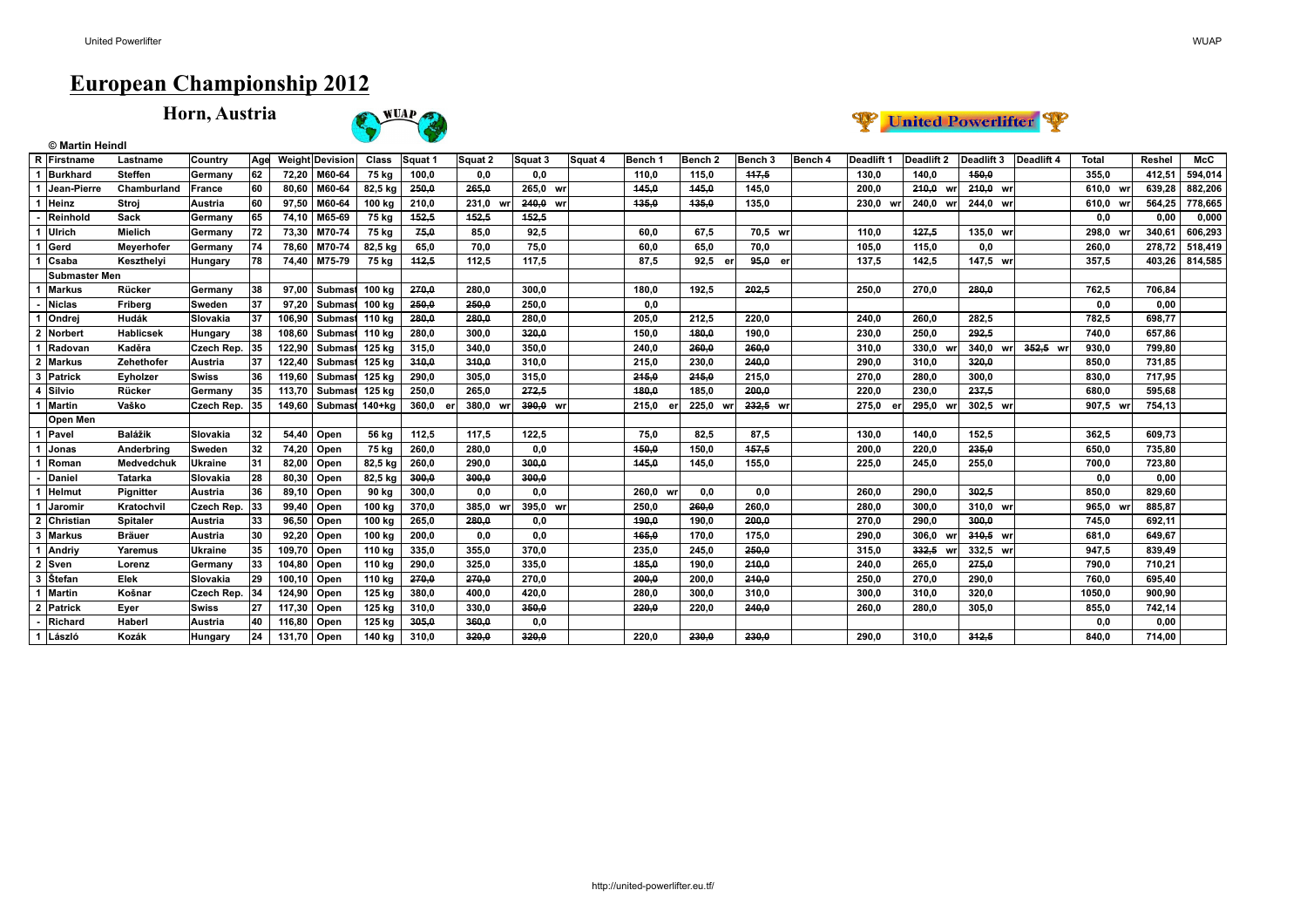# European Championship 2012

## Horn, Austria

© Martin Heindl

| R | Firstname | Lastname | Country | Age | Weight | Devision | Class | Squat 1 | Squat 2 | Squat 3 | Squat 4 | Bench 1 | Bench 2 | Bench 3 | Bench 4 | Deadlift 1 | Deadlift 2 | Deadlift 3 | Deadlift 4 | Total | Reshel | McC |
|---|---|---|---|---|---|---|---|---|---|---|---|---|---|---|---|---|---|---|---|---|---|---|
| 1 | Burkhard | Steffen | Germany | 62 | 72,20 | M60-64 | 75 kg | 100,0 | 0,0 | 0,0 | | 110,0 | 115,0 | ~~117,5~~ | | 130,0 | 140,0 | ~~150,0~~ | | 355,0 | 412,51 | 594,014 |
| 1 | Jean-Pierre | Chamburland | France | 60 | 80,60 | M60-64 | 82,5 kg | ~~250,0~~ | ~~265,0~~ | 265,0 wr | | ~~145,0~~ | ~~145,0~~ | 145,0 | | 200,0 | ~~210,0~~ wr | ~~210,0~~ wr | | 610,0 wr | 639,28 | 882,206 |
| 1 | Heinz | Stroj | Austria | 60 | 97,50 | M60-64 | 100 kg | 210,0 | 231,0 wr | ~~240,0~~ wr | | ~~135,0~~ | ~~135,0~~ | 135,0 | | 230,0 wr | 240,0 wr | 244,0 wr | | 610,0 wr | 564,25 | 778,665 |
| - | Reinhold | Sack | Germany | 65 | 74,10 | M65-69 | 75 kg | ~~152,5~~ | ~~152,5~~ | ~~152,5~~ | | | | | | | | | | 0,0 | 0,00 | 0,000 |
| 1 | Ulrich | Mielich | Germany | 72 | 73,30 | M70-74 | 75 kg | ~~75,0~~ | 85,0 | 92,5 | | 60,0 | 67,5 | 70,5 wr | | 110,0 | ~~127,5~~ | 135,0 wr | | 298,0 wr | 340,61 | 606,293 |
| 1 | Gerd | Meyerhofer | Germany | 74 | 78,60 | M70-74 | 82,5 kg | 65,0 | 70,0 | 75,0 | | 60,0 | 65,0 | 70,0 | | 105,0 | 115,0 | 0,0 | | 260,0 | 278,72 | 518,419 |
| 1 | Csaba | Keszthelyi | Hungary | 78 | 74,40 | M75-79 | 75 kg | ~~112,5~~ | 112,5 | 117,5 | | 87,5 | 92,5 er | ~~95,0~~ er | | 137,5 | 142,5 | 147,5 wr | | 357,5 | 403,26 | 814,585 |
| | Submaster Men | | | | | | | | | | | | | | | | | | | | | |
| 1 | Markus | Rücker | Germany | 38 | 97,00 | Submast | 100 kg | ~~270,0~~ | 280,0 | 300,0 | | 180,0 | 192,5 | ~~202,5~~ | | 250,0 | 270,0 | ~~280,0~~ | | 762,5 | 706,84 | |
| - | Niclas | Friberg | Sweden | 37 | 97,20 | Submast | 100 kg | ~~250,0~~ | ~~250,0~~ | 250,0 | | 0,0 | | | | | | | | 0,0 | 0,00 | |
| 1 | Ondrej | Hudák | Slovakia | 37 | 106,90 | Submast | 110 kg | ~~280,0~~ | ~~280,0~~ | 280,0 | | 205,0 | 212,5 | 220,0 | | 240,0 | 260,0 | 282,5 | | 782,5 | 698,77 | |
| 2 | Norbert | Hablicsek | Hungary | 38 | 108,60 | Submast | 110 kg | 280,0 | 300,0 | ~~320,0~~ | | 150,0 | ~~180,0~~ | 190,0 | | 230,0 | 250,0 | ~~292,5~~ | | 740,0 | 657,86 | |
| 1 | Radovan | Kaděra | Czech Rep. | 35 | 122,90 | Submast | 125 kg | 315,0 | 340,0 | 350,0 | | 240,0 | ~~260,0~~ | ~~260,0~~ | | 310,0 | 330,0 wr | 340,0 wr | ~~352,5~~ wr | 930,0 | 799,80 | |
| 2 | Markus | Zehethofer | Austria | 37 | 122,40 | Submast | 125 kg | ~~310,0~~ | ~~310,0~~ | 310,0 | | 215,0 | 230,0 | ~~240,0~~ | | 290,0 | 310,0 | ~~320,0~~ | | 850,0 | 731,85 | |
| 3 | Patrick | Eyholzer | Swiss | 36 | 119,60 | Submast | 125 kg | 290,0 | 305,0 | 315,0 | | ~~215,0~~ | ~~215,0~~ | 215,0 | | 270,0 | 280,0 | 300,0 | | 830,0 | 717,95 | |
| 4 | Silvio | Rücker | Germany | 35 | 113,70 | Submast | 125 kg | 250,0 | 265,0 | ~~272,5~~ | | ~~180,0~~ | 185,0 | ~~200,0~~ | | 220,0 | 230,0 | ~~237,5~~ | | 680,0 | 595,68 | |
| 1 | Martin | Vaško | Czech Rep. | 35 | 149,60 | Submast | 140+kg | 360,0 er | 380,0 wr | ~~390,0~~ wr | | 215,0 er | 225,0 wr | ~~232,5~~ wr | | 275,0 er | 295,0 wr | 302,5 wr | | 907,5 wr | 754,13 | |
| | Open Men | | | | | | | | | | | | | | | | | | | | | |
| 1 | Pavel | Balážik | Slovakia | 32 | 54,40 | Open | 56 kg | 112,5 | 117,5 | 122,5 | | 75,0 | 82,5 | 87,5 | | 130,0 | 140,0 | 152,5 | | 362,5 | 609,73 | |
| 1 | Jonas | Anderbring | Sweden | 32 | 74,20 | Open | 75 kg | 260,0 | 280,0 | 0,0 | | ~~150,0~~ | 150,0 | ~~157,5~~ | | 200,0 | 220,0 | ~~235,0~~ | | 650,0 | 735,80 | |
| 1 | Roman | Medvedchuk | Ukraine | 31 | 82,00 | Open | 82,5 kg | 260,0 | 290,0 | ~~300,0~~ | | ~~145,0~~ | 145,0 | 155,0 | | 225,0 | 245,0 | 255,0 | | 700,0 | 723,80 | |
| - | Daniel | Tatarka | Slovakia | 28 | 80,30 | Open | 82,5 kg | ~~300,0~~ | ~~300,0~~ | ~~300,0~~ | | | | | | | | | | 0,0 | 0,00 | |
| 1 | Helmut | Pignitter | Austria | 36 | 89,10 | Open | 90 kg | 300,0 | 0,0 | 0,0 | | 260,0 wr | 0,0 | 0,0 | | 260,0 | 290,0 | ~~302,5~~ | | 850,0 | 829,60 | |
| 1 | Jaromir | Kratochvil | Czech Rep. | 33 | 99,40 | Open | 100 kg | 370,0 | 385,0 wr | 395,0 wr | | 250,0 | ~~260,0~~ | 260,0 | | 280,0 | 300,0 | 310,0 wr | | 965,0 wr | 885,87 | |
| 2 | Christian | Spitaler | Austria | 33 | 96,50 | Open | 100 kg | 265,0 | ~~280,0~~ | 0,0 | | ~~190,0~~ | 190,0 | ~~200,0~~ | | 270,0 | 290,0 | ~~300,0~~ | | 745,0 | 692,11 | |
| 3 | Markus | Bräuer | Austria | 30 | 92,20 | Open | 100 kg | 200,0 | 0,0 | 0,0 | | ~~165,0~~ | 170,0 | 175,0 | | 290,0 | 306,0 wr | ~~310,5~~ wr | | 681,0 | 649,67 | |
| 1 | Andriy | Yaremus | Ukraine | 35 | 109,70 | Open | 110 kg | 335,0 | 355,0 | 370,0 | | 235,0 | 245,0 | ~~250,0~~ | | 315,0 | ~~332,5~~ wr | 332,5 wr | | 947,5 | 839,49 | |
| 2 | Sven | Lorenz | Germany | 33 | 104,80 | Open | 110 kg | 290,0 | 325,0 | 335,0 | | ~~185,0~~ | 190,0 | ~~210,0~~ | | 240,0 | 265,0 | ~~275,0~~ | | 790,0 | 710,21 | |
| 3 | Štefan | Elek | Slovakia | 29 | 100,10 | Open | 110 kg | ~~270,0~~ | ~~270,0~~ | 270,0 | | ~~200,0~~ | 200,0 | ~~210,0~~ | | 250,0 | 270,0 | 290,0 | | 760,0 | 695,40 | |
| 1 | Martin | Košnar | Czech Rep. | 34 | 124,90 | Open | 125 kg | 380,0 | 400,0 | 420,0 | | 280,0 | 300,0 | 310,0 | | 300,0 | 310,0 | 320,0 | | 1050,0 | 900,90 | |
| 2 | Patrick | Eyer | Swiss | 27 | 117,30 | Open | 125 kg | 310,0 | 330,0 | ~~350,0~~ | | ~~220,0~~ | 220,0 | ~~240,0~~ | | 260,0 | 280,0 | 305,0 | | 855,0 | 742,14 | |
| - | Richard | Haberl | Austria | 40 | 116,80 | Open | 125 kg | ~~305,0~~ | ~~360,0~~ | 0,0 | | | | | | | | | | 0,0 | 0,00 | |
| 1 | László | Kozák | Hungary | 24 | 131,70 | Open | 140 kg | 310,0 | ~~320,0~~ | ~~320,0~~ | | 220,0 | ~~230,0~~ | ~~230,0~~ | | 290,0 | 310,0 | ~~312,5~~ | | 840,0 | 714,00 | |

http://united-powerlifter.eu.tf/